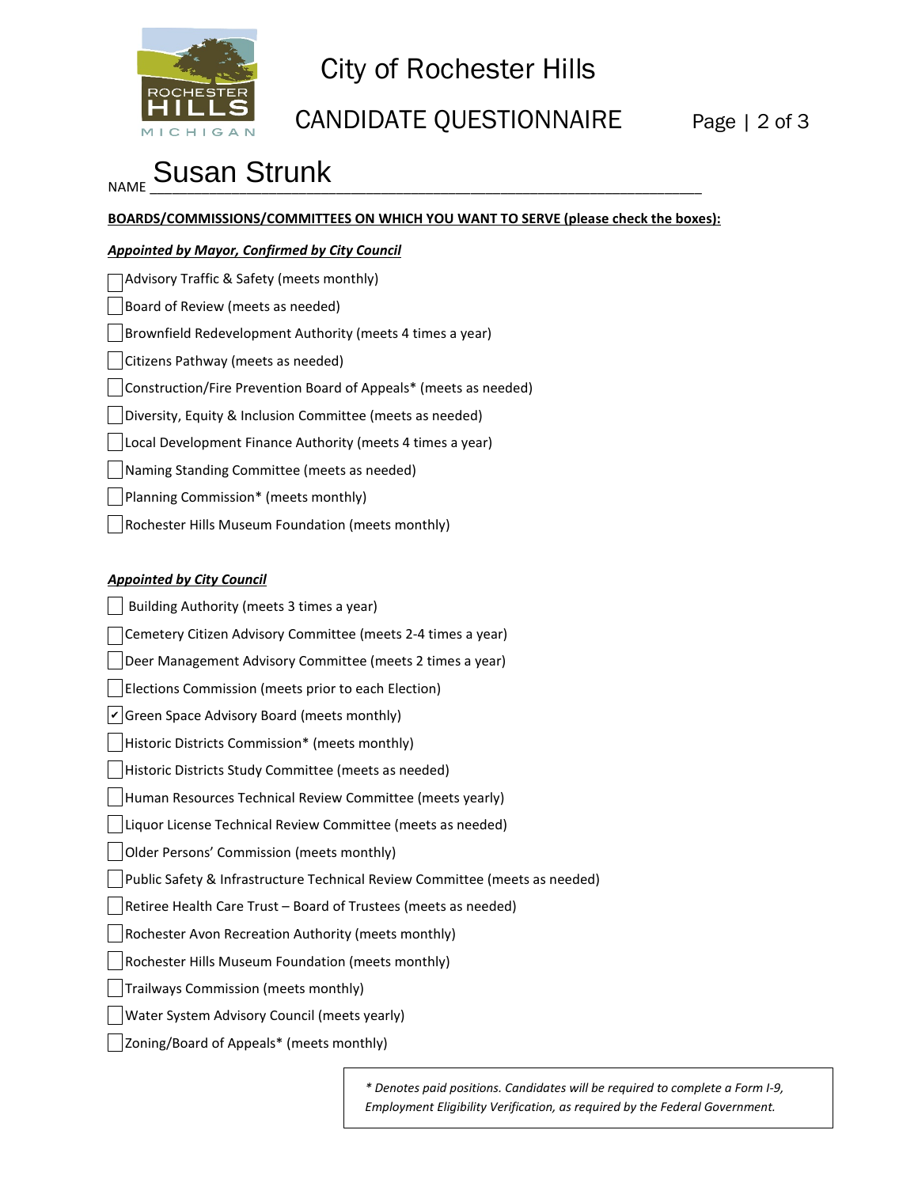# City of Rochester Hills

## CANDIDATE QUESTIONNAIRE

NAME Susan Strunk

**BOARDS/COMMISSIONS/COMMITTEES ON WHICH YOU WANT TO SERVE (please check the boxes):**

***Appointed by Mayor, Confirmed by City Council***

- [ ] Advisory Traffic & Safety (meets monthly)
- [ ] Board of Review (meets as needed)
- [ ] Brownfield Redevelopment Authority (meets 4 times a year)
- [ ] Citizens Pathway (meets as needed)
- [ ] Construction/Fire Prevention Board of Appeals* (meets as needed)
- [ ] Diversity, Equity & Inclusion Committee (meets as needed)
- [ ] Local Development Finance Authority (meets 4 times a year)
- [ ] Naming Standing Committee (meets as needed)
- [ ] Planning Commission* (meets monthly)
- [ ] Rochester Hills Museum Foundation (meets monthly)

***Appointed by City Council***

- [ ] Building Authority (meets 3 times a year)
- [ ] Cemetery Citizen Advisory Committee (meets 2-4 times a year)
- [ ] Deer Management Advisory Committee (meets 2 times a year)
- [ ] Elections Commission (meets prior to each Election)
- [x] Green Space Advisory Board (meets monthly)
- [ ] Historic Districts Commission* (meets monthly)
- [ ] Historic Districts Study Committee (meets as needed)
- [ ] Human Resources Technical Review Committee (meets yearly)
- [ ] Liquor License Technical Review Committee (meets as needed)
- [ ] Older Persons' Commission (meets monthly)
- [ ] Public Safety & Infrastructure Technical Review Committee (meets as needed)
- [ ] Retiree Health Care Trust – Board of Trustees (meets as needed)
- [ ] Rochester Avon Recreation Authority (meets monthly)
- [ ] Rochester Hills Museum Foundation (meets monthly)
- [ ] Trailways Commission (meets monthly)
- [ ] Water System Advisory Council (meets yearly)
- [ ] Zoning/Board of Appeals* (meets monthly)

*\* Denotes paid positions. Candidates will be required to complete a Form I-9, Employment Eligibility Verification, as required by the Federal Government.*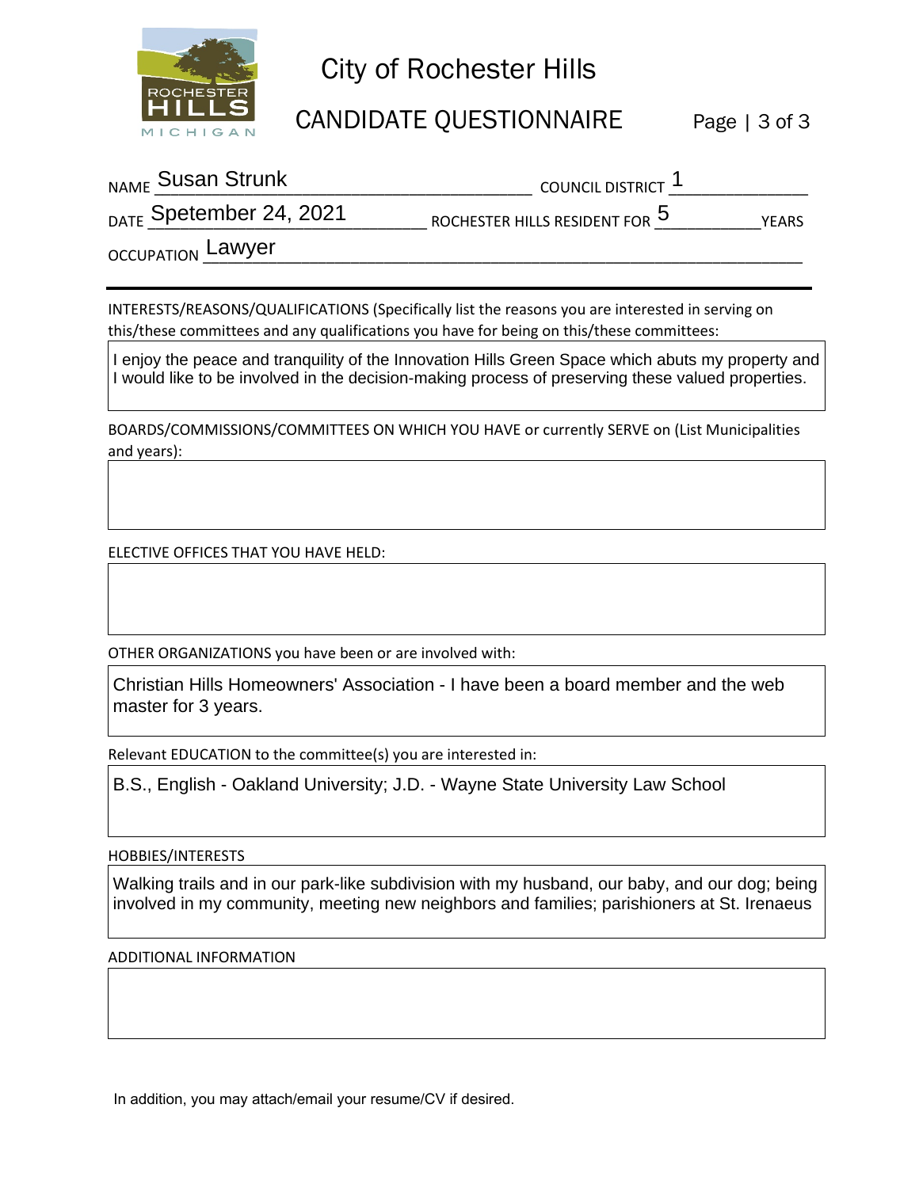# City of Rochester Hills

## CANDIDATE QUESTIONNAIRE

NAME Susan Strunk COUNCIL DISTRICT 1

DATE Spetember 24, 2021 ROCHESTER HILLS RESIDENT FOR 5 YEARS

OCCUPATION Lawyer

---

INTERESTS/REASONS/QUALIFICATIONS (Specifically list the reasons you are interested in serving on this/these committees and any qualifications you have for being on this/these committees:

I enjoy the peace and tranquility of the Innovation Hills Green Space which abuts my property and I would like to be involved in the decision-making process of preserving these valued properties.

BOARDS/COMMISSIONS/COMMITTEES ON WHICH YOU HAVE or currently SERVE on (List Municipalities and years):

ELECTIVE OFFICES THAT YOU HAVE HELD:

OTHER ORGANIZATIONS you have been or are involved with:

Christian Hills Homeowners' Association - I have been a board member and the web master for 3 years.

Relevant EDUCATION to the committee(s) you are interested in:

B.S., English - Oakland University; J.D. - Wayne State University Law School

HOBBIES/INTERESTS

Walking trails and in our park-like subdivision with my husband, our baby, and our dog; being involved in my community, meeting new neighbors and families; parishioners at St. Irenaeus

ADDITIONAL INFORMATION

In addition, you may attach/email your resume/CV if desired.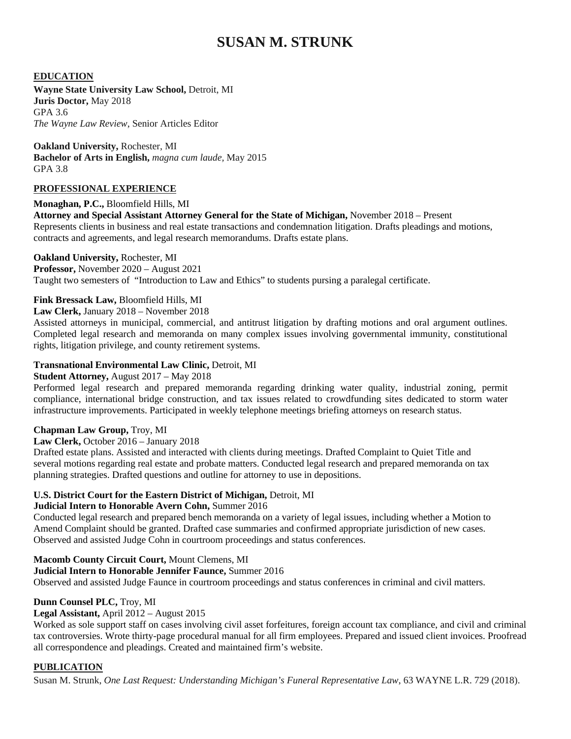# SUSAN M. STRUNK

## EDUCATION

**Wayne State University Law School,** Detroit, MI
**Juris Doctor,** May 2018
GPA 3.6
*The Wayne Law Review*, Senior Articles Editor

**Oakland University,** Rochester, MI
**Bachelor of Arts in English,** *magna cum laude,* May 2015
GPA 3.8

## PROFESSIONAL EXPERIENCE

**Monaghan, P.C.,** Bloomfield Hills, MI
**Attorney and Special Assistant Attorney General for the State of Michigan,** November 2018 – Present
Represents clients in business and real estate transactions and condemnation litigation. Drafts pleadings and motions, contracts and agreements, and legal research memorandums. Drafts estate plans.

**Oakland University,** Rochester, MI
**Professor,** November 2020 – August 2021
Taught two semesters of "Introduction to Law and Ethics" to students pursing a paralegal certificate.

**Fink Bressack Law,** Bloomfield Hills, MI
**Law Clerk,** January 2018 – November 2018
Assisted attorneys in municipal, commercial, and antitrust litigation by drafting motions and oral argument outlines. Completed legal research and memoranda on many complex issues involving governmental immunity, constitutional rights, litigation privilege, and county retirement systems.

**Transnational Environmental Law Clinic,** Detroit, MI
**Student Attorney,** August 2017 – May 2018
Performed legal research and prepared memoranda regarding drinking water quality, industrial zoning, permit compliance, international bridge construction, and tax issues related to crowdfunding sites dedicated to storm water infrastructure improvements. Participated in weekly telephone meetings briefing attorneys on research status.

**Chapman Law Group,** Troy, MI
**Law Clerk,** October 2016 – January 2018
Drafted estate plans. Assisted and interacted with clients during meetings. Drafted Complaint to Quiet Title and several motions regarding real estate and probate matters. Conducted legal research and prepared memoranda on tax planning strategies. Drafted questions and outline for attorney to use in depositions.

**U.S. District Court for the Eastern District of Michigan,** Detroit, MI
**Judicial Intern to Honorable Avern Cohn,** Summer 2016
Conducted legal research and prepared bench memoranda on a variety of legal issues, including whether a Motion to Amend Complaint should be granted. Drafted case summaries and confirmed appropriate jurisdiction of new cases. Observed and assisted Judge Cohn in courtroom proceedings and status conferences.

**Macomb County Circuit Court,** Mount Clemens, MI
**Judicial Intern to Honorable Jennifer Faunce,** Summer 2016
Observed and assisted Judge Faunce in courtroom proceedings and status conferences in criminal and civil matters.

**Dunn Counsel PLC,** Troy, MI
**Legal Assistant,** April 2012 – August 2015
Worked as sole support staff on cases involving civil asset forfeitures, foreign account tax compliance, and civil and criminal tax controversies. Wrote thirty-page procedural manual for all firm employees. Prepared and issued client invoices. Proofread all correspondence and pleadings. Created and maintained firm's website.

## PUBLICATION

Susan M. Strunk, *One Last Request: Understanding Michigan's Funeral Representative Law,* 63 WAYNE L.R. 729 (2018).